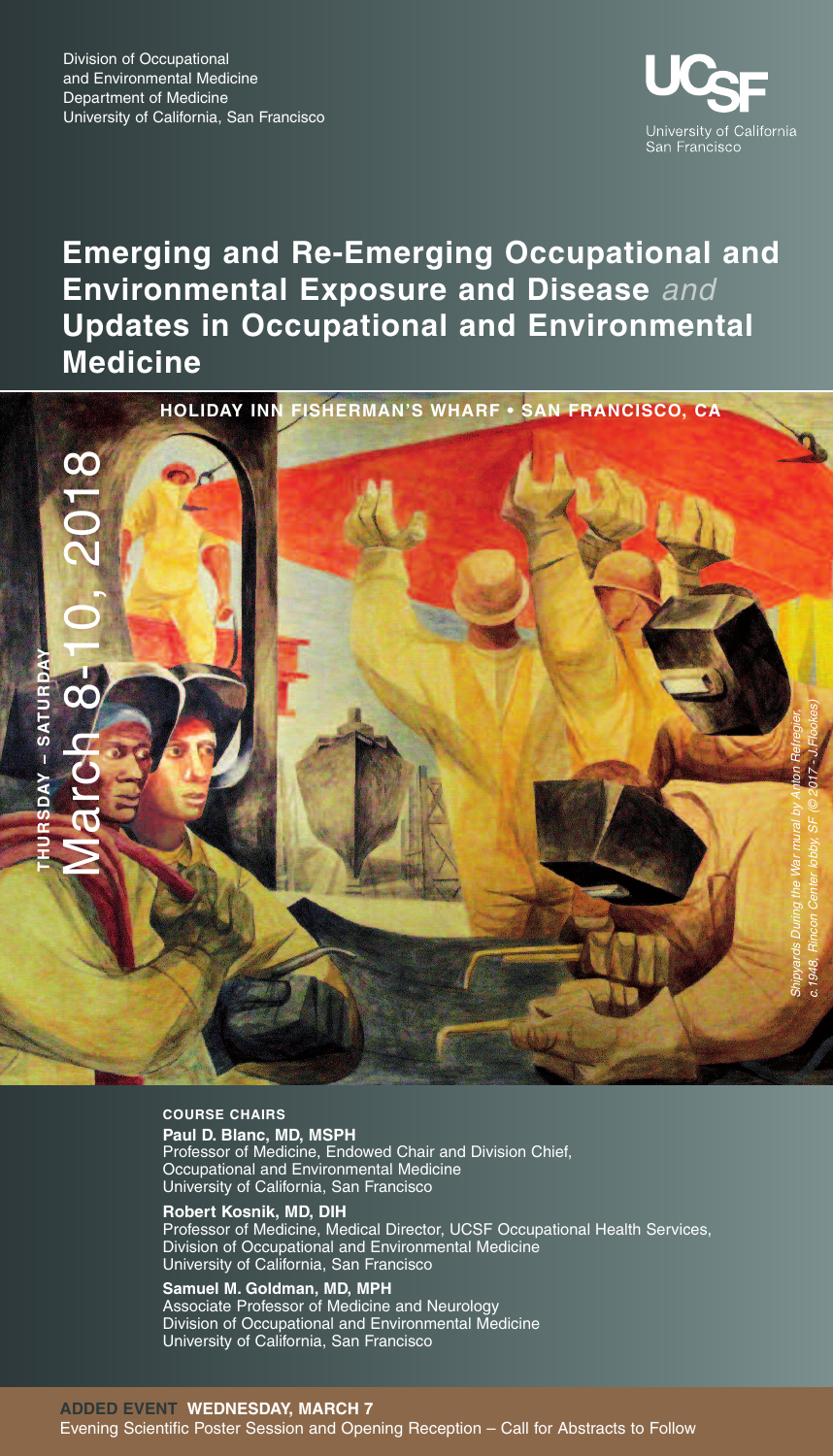Division of Occupational and Environmental Medicine
Department of Medicine
University of California, San Francisco

UCSF University of California San Francisco

# Emerging and Re-Emerging Occupational and Environmental Exposure and Disease *and* Updates in Occupational and Environmental Medicine

**HOLIDAY INN FISHERMAN'S WHARF • SAN FRANCISCO, CA**

**THURSDAY – SATURDAY**

March 8-10, 2018

*Shipyards During the War mural by Anton Refregier, c.1948, Rincon Center lobby, SF (© 2017 - J.Flookes)*

**COURSE CHAIRS**

**Paul D. Blanc, MD, MSPH**
Professor of Medicine, Endowed Chair and Division Chief,
Occupational and Environmental Medicine
University of California, San Francisco

**Robert Kosnik, MD, DIH**
Professor of Medicine, Medical Director, UCSF Occupational Health Services,
Division of Occupational and Environmental Medicine
University of California, San Francisco

**Samuel M. Goldman, MD, MPH**
Associate Professor of Medicine and Neurology
Division of Occupational and Environmental Medicine
University of California, San Francisco

**ADDED EVENT WEDNESDAY, MARCH 7**
Evening Scientific Poster Session and Opening Reception – Call for Abstracts to Follow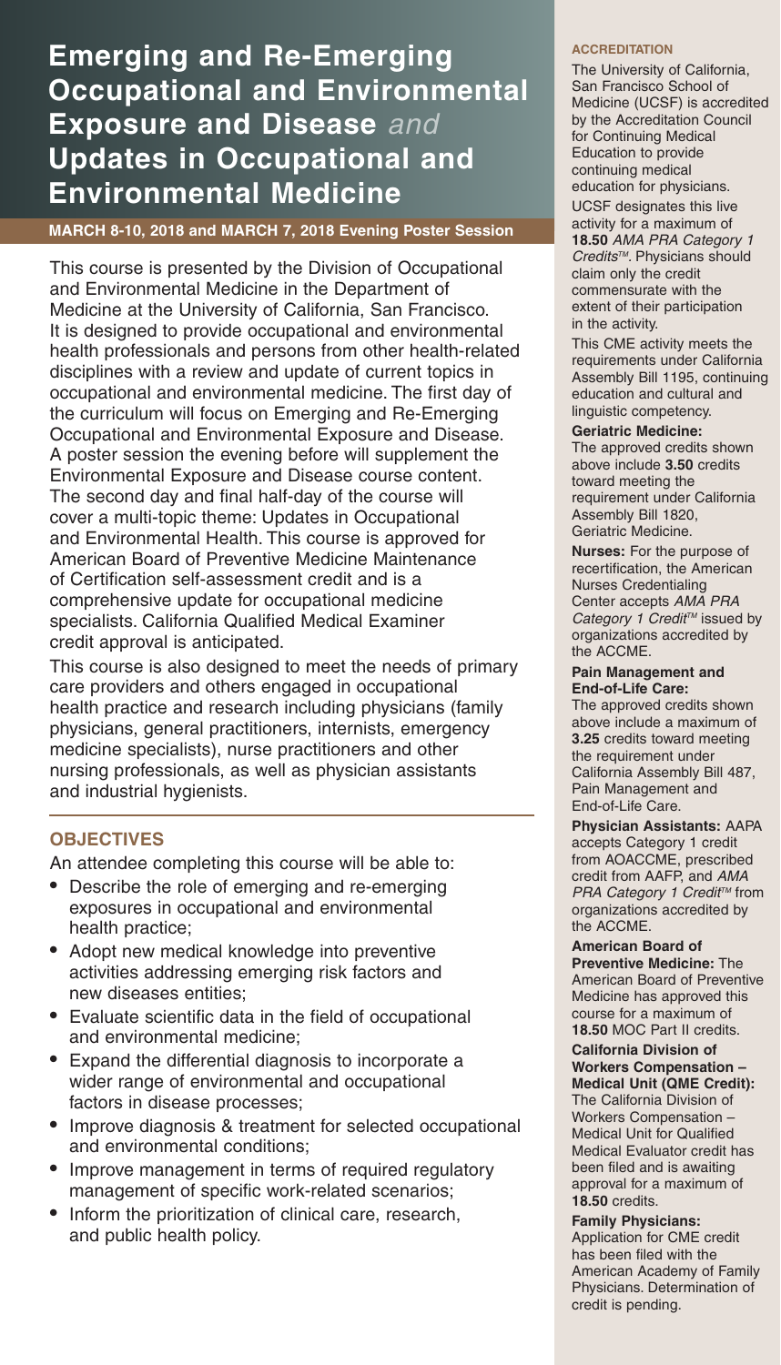# Emerging and Re-Emerging Occupational and Environmental Exposure and Disease *and* Updates in Occupational and Environmental Medicine

**MARCH 8-10, 2018 and MARCH 7, 2018 Evening Poster Session**

This course is presented by the Division of Occupational and Environmental Medicine in the Department of Medicine at the University of California, San Francisco. It is designed to provide occupational and environmental health professionals and persons from other health-related disciplines with a review and update of current topics in occupational and environmental medicine. The first day of the curriculum will focus on Emerging and Re-Emerging Occupational and Environmental Exposure and Disease. A poster session the evening before will supplement the Environmental Exposure and Disease course content. The second day and final half-day of the course will cover a multi-topic theme: Updates in Occupational and Environmental Health. This course is approved for American Board of Preventive Medicine Maintenance of Certification self-assessment credit and is a comprehensive update for occupational medicine specialists. California Qualified Medical Examiner credit approval is anticipated.

This course is also designed to meet the needs of primary care providers and others engaged in occupational health practice and research including physicians (family physicians, general practitioners, internists, emergency medicine specialists), nurse practitioners and other nursing professionals, as well as physician assistants and industrial hygienists.

## OBJECTIVES

An attendee completing this course will be able to:

- Describe the role of emerging and re-emerging exposures in occupational and environmental health practice;
- Adopt new medical knowledge into preventive activities addressing emerging risk factors and new diseases entities;
- Evaluate scientific data in the field of occupational and environmental medicine;
- Expand the differential diagnosis to incorporate a wider range of environmental and occupational factors in disease processes;
- Improve diagnosis & treatment for selected occupational and environmental conditions;
- Improve management in terms of required regulatory management of specific work-related scenarios;
- Inform the prioritization of clinical care, research, and public health policy.

## ACCREDITATION

The University of California, San Francisco School of Medicine (UCSF) is accredited by the Accreditation Council for Continuing Medical Education to provide continuing medical education for physicians.

UCSF designates this live activity for a maximum of **18.50** *AMA PRA Category 1 Credits™*. Physicians should claim only the credit commensurate with the extent of their participation in the activity.

This CME activity meets the requirements under California Assembly Bill 1195, continuing education and cultural and linguistic competency.

**Geriatric Medicine:** The approved credits shown above include **3.50** credits toward meeting the requirement under California Assembly Bill 1820, Geriatric Medicine.

**Nurses:** For the purpose of recertification, the American Nurses Credentialing Center accepts *AMA PRA Category 1 Credit™* issued by organizations accredited by the ACCME.

**Pain Management and End-of-Life Care:** The approved credits shown above include a maximum of **3.25** credits toward meeting the requirement under California Assembly Bill 487, Pain Management and End-of-Life Care.

**Physician Assistants:** AAPA accepts Category 1 credit from AOACCME, prescribed credit from AAFP, and *AMA PRA Category 1 Credit™* from organizations accredited by the ACCME.

**American Board of Preventive Medicine:** The American Board of Preventive Medicine has approved this course for a maximum of **18.50** MOC Part II credits.

**California Division of Workers Compensation – Medical Unit (QME Credit):** The California Division of Workers Compensation – Medical Unit for Qualified Medical Evaluator credit has been filed and is awaiting approval for a maximum of **18.50** credits.

**Family Physicians:** Application for CME credit has been filed with the American Academy of Family Physicians. Determination of credit is pending.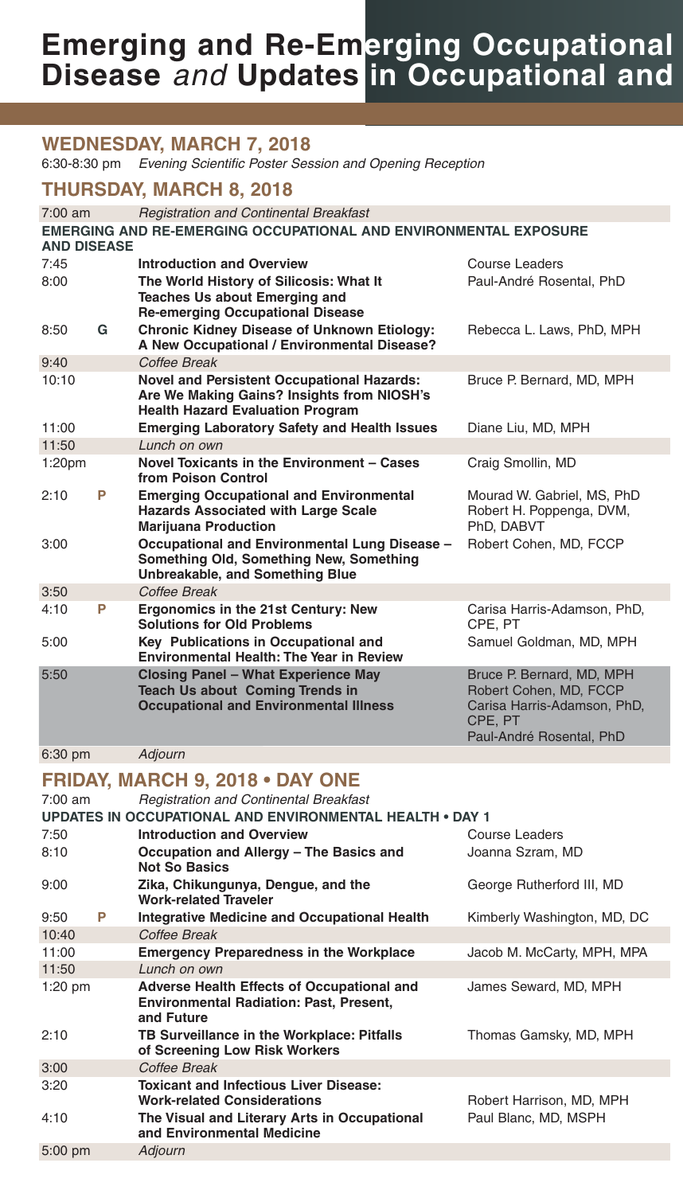# Emerging and Re-Emerging Occupational Disease *and* Updates in Occupational and

## WEDNESDAY, MARCH 7, 2018

6:30-8:30 pm *Evening Scientific Poster Session and Opening Reception*

## THURSDAY, MARCH 8, 2018

| Time | | Session | Speaker |
|---|---|---|---|
| 7:00 am | | *Registration and Continental Breakfast* | |
| **EMERGING AND RE-EMERGING OCCUPATIONAL AND ENVIRONMENTAL EXPOSURE AND DISEASE** | | | |
| 7:45 | | **Introduction and Overview** | Course Leaders |
| 8:00 | | **The World History of Silicosis: What It Teaches Us about Emerging and Re-emerging Occupational Disease** | Paul-André Rosental, PhD |
| 8:50 | G | **Chronic Kidney Disease of Unknown Etiology: A New Occupational / Environmental Disease?** | Rebecca L. Laws, PhD, MPH |
| 9:40 | | *Coffee Break* | |
| 10:10 | | **Novel and Persistent Occupational Hazards: Are We Making Gains? Insights from NIOSH's Health Hazard Evaluation Program** | Bruce P. Bernard, MD, MPH |
| 11:00 | | **Emerging Laboratory Safety and Health Issues** | Diane Liu, MD, MPH |
| 11:50 | | *Lunch on own* | |
| 1:20pm | | **Novel Toxicants in the Environment – Cases from Poison Control** | Craig Smollin, MD |
| 2:10 | P | **Emerging Occupational and Environmental Hazards Associated with Large Scale Marijuana Production** | Mourad W. Gabriel, MS, PhD<br>Robert H. Poppenga, DVM, PhD, DABVT |
| 3:00 | | **Occupational and Environmental Lung Disease – Something Old, Something New, Something Unbreakable, and Something Blue** | Robert Cohen, MD, FCCP |
| 3:50 | | *Coffee Break* | |
| 4:10 | P | **Ergonomics in the 21st Century: New Solutions for Old Problems** | Carisa Harris-Adamson, PhD, CPE, PT |
| 5:00 | | **Key Publications in Occupational and Environmental Health: The Year in Review** | Samuel Goldman, MD, MPH |
| 5:50 | | **Closing Panel – What Experience May Teach Us about Coming Trends in Occupational and Environmental Illness** | Bruce P. Bernard, MD, MPH<br>Robert Cohen, MD, FCCP<br>Carisa Harris-Adamson, PhD, CPE, PT<br>Paul-André Rosental, PhD |
| 6:30 pm | | *Adjourn* | |

## FRIDAY, MARCH 9, 2018 • DAY ONE

| Time | | Session | Speaker |
|---|---|---|---|
| 7:00 am | | *Registration and Continental Breakfast* | |
| **UPDATES IN OCCUPATIONAL AND ENVIRONMENTAL HEALTH • DAY 1** | | | |
| 7:50 | | **Introduction and Overview** | Course Leaders |
| 8:10 | | **Occupation and Allergy – The Basics and Not So Basics** | Joanna Szram, MD |
| 9:00 | | **Zika, Chikungunya, Dengue, and the Work-related Traveler** | George Rutherford III, MD |
| 9:50 | P | **Integrative Medicine and Occupational Health** | Kimberly Washington, MD, DC |
| 10:40 | | *Coffee Break* | |
| 11:00 | | **Emergency Preparedness in the Workplace** | Jacob M. McCarty, MPH, MPA |
| 11:50 | | *Lunch on own* | |
| 1:20 pm | | **Adverse Health Effects of Occupational and Environmental Radiation: Past, Present, and Future** | James Seward, MD, MPH |
| 2:10 | | **TB Surveillance in the Workplace: Pitfalls of Screening Low Risk Workers** | Thomas Gamsky, MD, MPH |
| 3:00 | | *Coffee Break* | |
| 3:20 | | **Toxicant and Infectious Liver Disease: Work-related Considerations** | Robert Harrison, MD, MPH |
| 4:10 | | **The Visual and Literary Arts in Occupational and Environmental Medicine** | Paul Blanc, MD, MSPH |
| 5:00 pm | | *Adjourn* | |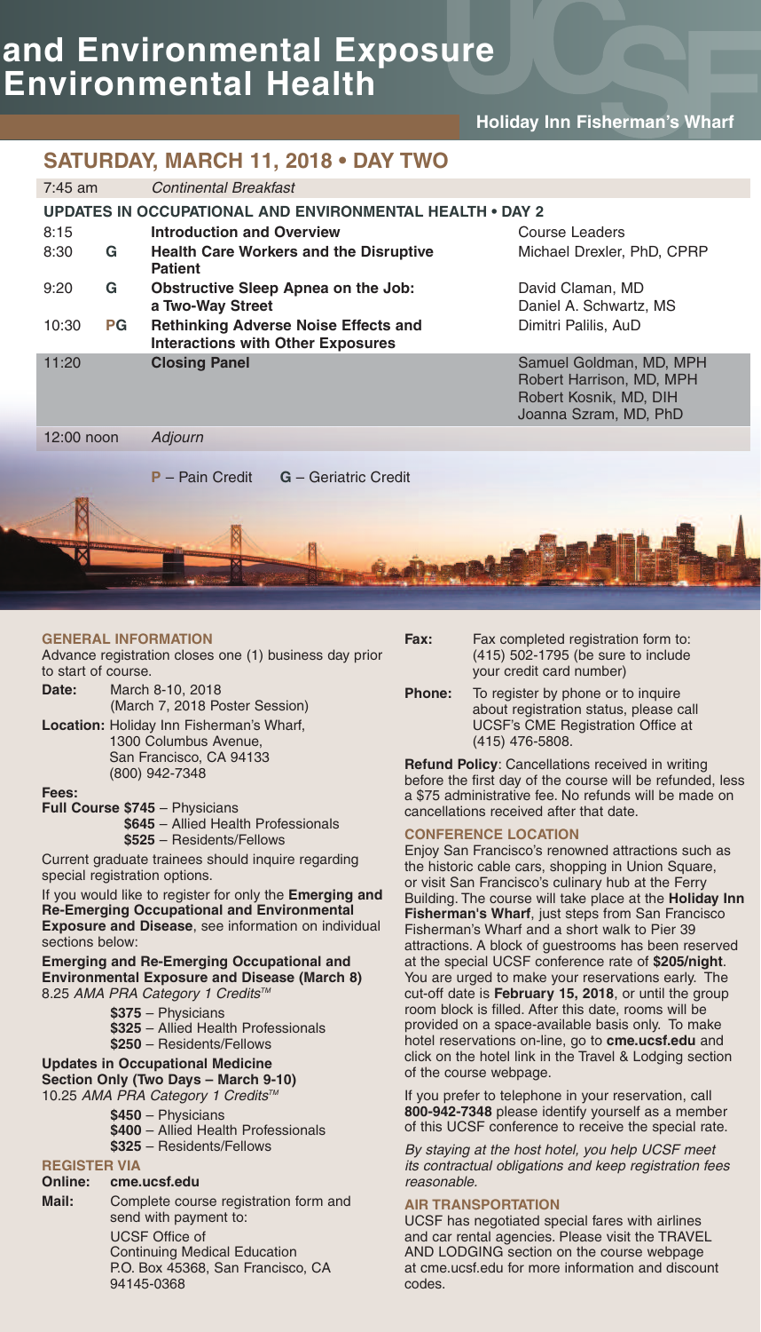# and Environmental Exposure
# Environmental Health

**Holiday Inn Fisherman's Wharf**

## SATURDAY, MARCH 11, 2018 • DAY TWO

| Time | Credit | Session | Speaker |
|---|---|---|---|
| 7:45 am | | *Continental Breakfast* | |
| **UPDATES IN OCCUPATIONAL AND ENVIRONMENTAL HEALTH • DAY 2** | | | |
| 8:15 | | **Introduction and Overview** | Course Leaders |
| 8:30 | G | **Health Care Workers and the Disruptive Patient** | Michael Drexler, PhD, CPRP |
| 9:20 | G | **Obstructive Sleep Apnea on the Job: a Two-Way Street** | David Claman, MD<br>Daniel A. Schwartz, MS |
| 10:30 | PG | **Rethinking Adverse Noise Effects and Interactions with Other Exposures** | Dimitri Palilis, AuD |
| 11:20 | | **Closing Panel** | Samuel Goldman, MD, MPH<br>Robert Harrison, MD, MPH<br>Robert Kosnik, MD, DIH<br>Joanna Szram, MD, PhD |
| 12:00 noon | | *Adjourn* | |

**P** – Pain Credit **G** – Geriatric Credit

### GENERAL INFORMATION

Advance registration closes one (1) business day prior to start of course.

**Date:** March 8-10, 2018
(March 7, 2018 Poster Session)

**Location:** Holiday Inn Fisherman's Wharf,
1300 Columbus Avenue,
San Francisco, CA 94133
(800) 942-7348

**Fees:**

**Full Course $745** – Physicians
**$645** – Allied Health Professionals
**$525** – Residents/Fellows

Current graduate trainees should inquire regarding special registration options.

If you would like to register for only the **Emerging and Re-Emerging Occupational and Environmental Exposure and Disease**, see information on individual sections below:

**Emerging and Re-Emerging Occupational and Environmental Exposure and Disease (March 8)**
8.25 *AMA PRA Category 1 Credits™*

**$375** – Physicians
**$325** – Allied Health Professionals
**$250** – Residents/Fellows

**Updates in Occupational Medicine Section Only (Two Days – March 9-10)**
10.25 *AMA PRA Category 1 Credits™*

**$450** – Physicians
**$400** – Allied Health Professionals
**$325** – Residents/Fellows

### REGISTER VIA

**Online:** **cme.ucsf.edu**

**Mail:** Complete course registration form and send with payment to:
UCSF Office of Continuing Medical Education
P.O. Box 45368, San Francisco, CA 94145-0368

**Fax:** Fax completed registration form to: (415) 502-1795 (be sure to include your credit card number)

**Phone:** To register by phone or to inquire about registration status, please call UCSF's CME Registration Office at (415) 476-5808.

**Refund Policy**: Cancellations received in writing before the first day of the course will be refunded, less a $75 administrative fee. No refunds will be made on cancellations received after that date.

### CONFERENCE LOCATION

Enjoy San Francisco's renowned attractions such as the historic cable cars, shopping in Union Square, or visit San Francisco's culinary hub at the Ferry Building. The course will take place at the **Holiday Inn Fisherman's Wharf**, just steps from San Francisco Fisherman's Wharf and a short walk to Pier 39 attractions. A block of guestrooms has been reserved at the special UCSF conference rate of **$205/night**. You are urged to make your reservations early. The cut-off date is **February 15, 2018**, or until the group room block is filled. After this date, rooms will be provided on a space-available basis only. To make hotel reservations on-line, go to **cme.ucsf.edu** and click on the hotel link in the Travel & Lodging section of the course webpage.

If you prefer to telephone in your reservation, call **800-942-7348** please identify yourself as a member of this UCSF conference to receive the special rate.

*By staying at the host hotel, you help UCSF meet its contractual obligations and keep registration fees reasonable.*

### AIR TRANSPORTATION

UCSF has negotiated special fares with airlines and car rental agencies. Please visit the TRAVEL AND LODGING section on the course webpage at cme.ucsf.edu for more information and discount codes.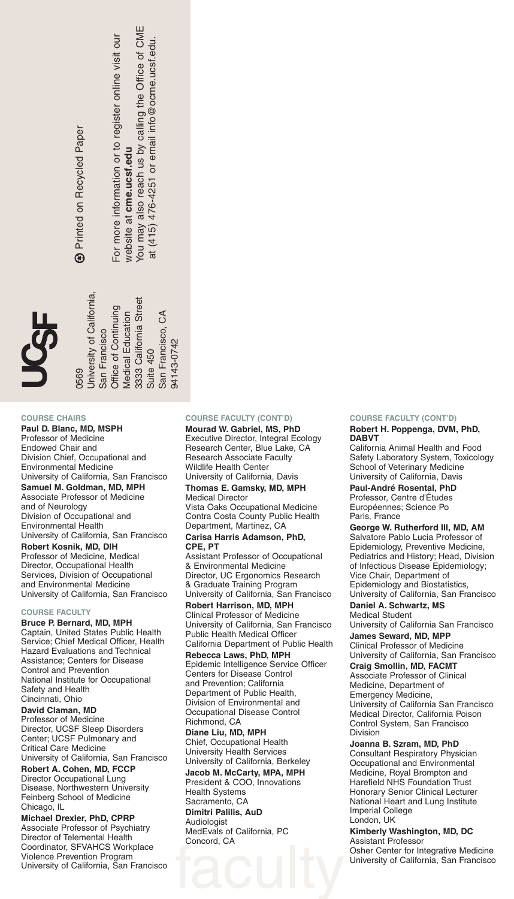UCSF

0569
University of California, San Francisco
Office of Continuing Medical Education
3333 California Street
Suite 450
San Francisco, CA
94143-0742

Printed on Recycled Paper

For more information or to register online visit our website at **cme.ucsf.edu**
You may also reach us by calling the Office of CME at (415) 476-4251 or email info@ocme.ucsf.edu.

## COURSE CHAIRS

**Paul D. Blanc, MD, MSPH**
Professor of Medicine
Endowed Chair and
Division Chief, Occupational and Environmental Medicine
University of California, San Francisco

**Samuel M. Goldman, MD, MPH**
Associate Professor of Medicine and of Neurology
Division of Occupational and Environmental Health
University of California, San Francisco

**Robert Kosnik, MD, DIH**
Professor of Medicine, Medical Director, Occupational Health Services, Division of Occupational and Environmental Medicine
University of California, San Francisco

## COURSE FACULTY

**Bruce P. Bernard, MD, MPH**
Captain, United States Public Health Service; Chief Medical Officer, Health Hazard Evaluations and Technical Assistance; Centers for Disease Control and Prevention
National Institute for Occupational Safety and Health
Cincinnati, Ohio

**David Claman, MD**
Professor of Medicine
Director, UCSF Sleep Disorders Center; UCSF Pulmonary and Critical Care Medicine
University of California, San Francisco

**Robert A. Cohen, MD, FCCP**
Director Occupational Lung Disease, Northwestern University Feinberg School of Medicine
Chicago, IL

**Michael Drexler, PhD, CPRP**
Associate Professor of Psychiatry
Director of Telemental Health
Coordinator, SFVAHCS Workplace Violence Prevention Program
University of California, San Francisco

## COURSE FACULTY (CONT'D)

**Mourad W. Gabriel, MS, PhD**
Executive Director, Integral Ecology Research Center, Blue Lake, CA
Research Associate Faculty
Wildlife Health Center
University of California, Davis

**Thomas E. Gamsky, MD, MPH**
Medical Director
Vista Oaks Occupational Medicine
Contra Costa County Public Health Department, Martinez, CA

**Carisa Harris Adamson, PhD, CPE, PT**
Assistant Professor of Occupational & Environmental Medicine
Director, UC Ergonomics Research & Graduate Training Program
University of California, San Francisco

**Robert Harrison, MD, MPH**
Clinical Professor of Medicine
University of California, San Francisco
Public Health Medical Officer
California Department of Public Health

**Rebecca Laws, PhD, MPH**
Epidemic Intelligence Service Officer
Centers for Disease Control and Prevention; California Department of Public Health, Division of Environmental and Occupational Disease Control
Richmond, CA

**Diane Liu, MD, MPH**
Chief, Occupational Health
University Health Services
University of California, Berkeley

**Jacob M. McCarty, MPA, MPH**
President & COO, Innovations Health Systems
Sacramento, CA

**Dimitri Palilis, AuD**
Audiologist
MedEvals of California, PC
Concord, CA

## COURSE FACULTY (CONT'D)

**Robert H. Poppenga, DVM, PhD, DABVT**
California Animal Health and Food Safety Laboratory System, Toxicology
School of Veterinary Medicine
University of California, Davis

**Paul-André Rosental, PhD**
Professor, Centre d'Études Européennes; Science Po
Paris, France

**George W. Rutherford III, MD, AM**
Salvatore Pablo Lucia Professor of Epidemiology, Preventive Medicine, Pediatrics and History; Head, Division of Infectious Disease Epidemiology; Vice Chair, Department of Epidemiology and Biostatistics,
University of California, San Francisco

**Daniel A. Schwartz, MS**
Medical Student
University of California San Francisco

**James Seward, MD, MPP**
Clinical Professor of Medicine
University of California, San Francisco

**Craig Smollin, MD, FACMT**
Associate Professor of Clinical Medicine, Department of Emergency Medicine,
University of California San Francisco
Medical Director, California Poison Control System, San Francisco Division

**Joanna B. Szram, MD, PhD**
Consultant Respiratory Physician
Occupational and Environmental Medicine, Royal Brompton and Harefield NHS Foundation Trust
Honorary Senior Clinical Lecturer
National Heart and Lung Institute
Imperial College
London, UK

**Kimberly Washington, MD, DC**
Assistant Professor
Osher Center for Integrative Medicine
University of California, San Francisco

faculty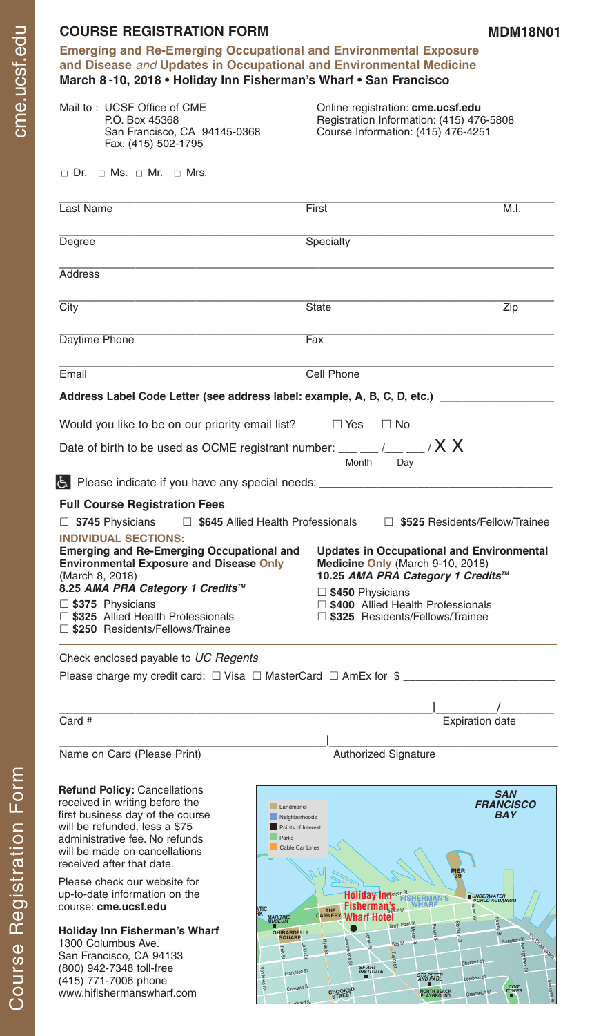# COURSE REGISTRATION FORM

MDM18N01

**Emerging and Re-Emerging Occupational and Environmental Exposure and Disease *and* Updates in Occupational and Environmental Medicine**

**March 8 -10, 2018 • Holiday Inn Fisherman's Wharf • San Francisco**

Mail to : UCSF Office of CME
P.O. Box 45368
San Francisco, CA 94145-0368
Fax: (415) 502-1795

Online registration: **cme.ucsf.edu**
Registration Information: (415) 476-5808
Course Information: (415) 476-4251

☐ Dr. ☐ Ms. ☐ Mr. ☐ Mrs.

Last Name ______ First ______ M.I. ______

Degree ______ Specialty ______

Address ______

City ______ State ______ Zip ______

Daytime Phone ______ Fax ______

Email ______ Cell Phone ______

**Address Label Code Letter (see address label: example, A, B, C, D, etc.)** ______

Would you like to be on our priority email list? ☐ Yes ☐ No

Date of birth to be used as OCME registrant number: ___ ___ / ___ ___ / X X
Month Day

Please indicate if you have any special needs: ______

**Full Course Registration Fees**

☐ **$745** Physicians ☐ **$645** Allied Health Professionals ☐ **$525** Residents/Fellow/Trainee

**INDIVIDUAL SECTIONS:**

**Emerging and Re-Emerging Occupational and Environmental Exposure and Disease Only** (March 8, 2018)
**8.25 *AMA PRA Category 1 Credits™***

☐ **$375** Physicians
☐ **$325** Allied Health Professionals
☐ **$250** Residents/Fellows/Trainee

**Updates in Occupational and Environmental Medicine Only** (March 9-10, 2018)
**10.25 *AMA PRA Category 1 Credits™***

☐ **$450** Physicians
☐ **$400** Allied Health Professionals
☐ **$325** Residents/Fellows/Trainee

Check enclosed payable to *UC Regents*

Please charge my credit card: ☐ Visa ☐ MasterCard ☐ AmEx for $ ______

Card # ______ Expiration date ___/___

Name on Card (Please Print) ______ Authorized Signature ______

**Refund Policy:** Cancellations received in writing before the first business day of the course will be refunded, less a $75 administrative fee. No refunds will be made on cancellations received after that date.

Please check our website for up-to-date information on the course: **cme.ucsf.edu**

**Holiday Inn Fisherman's Wharf**
1300 Columbus Ave.
San Francisco, CA 94133
(800) 942-7348 toll-free
(415) 771-7006 phone
www.hifishermanswharf.com

SAN FRANCISCO BAY
Landmarks
Neighborhoods
Points of Interest
Parks
Cable Car Lines
PIER 39
Holiday Inn Fisherman's Wharf Hotel
FISHERMAN'S WHARF
UNDERWATER WORLD AQUARIUM
MARITIME MUSEUM
THE CANNERY
GHIRARDELLI SQUARE
SF ART INSTITUTE
STS PETER AND PAUL
NORTH BEACH PLAYGROUND
CROOKED STREET
COIT TOWER